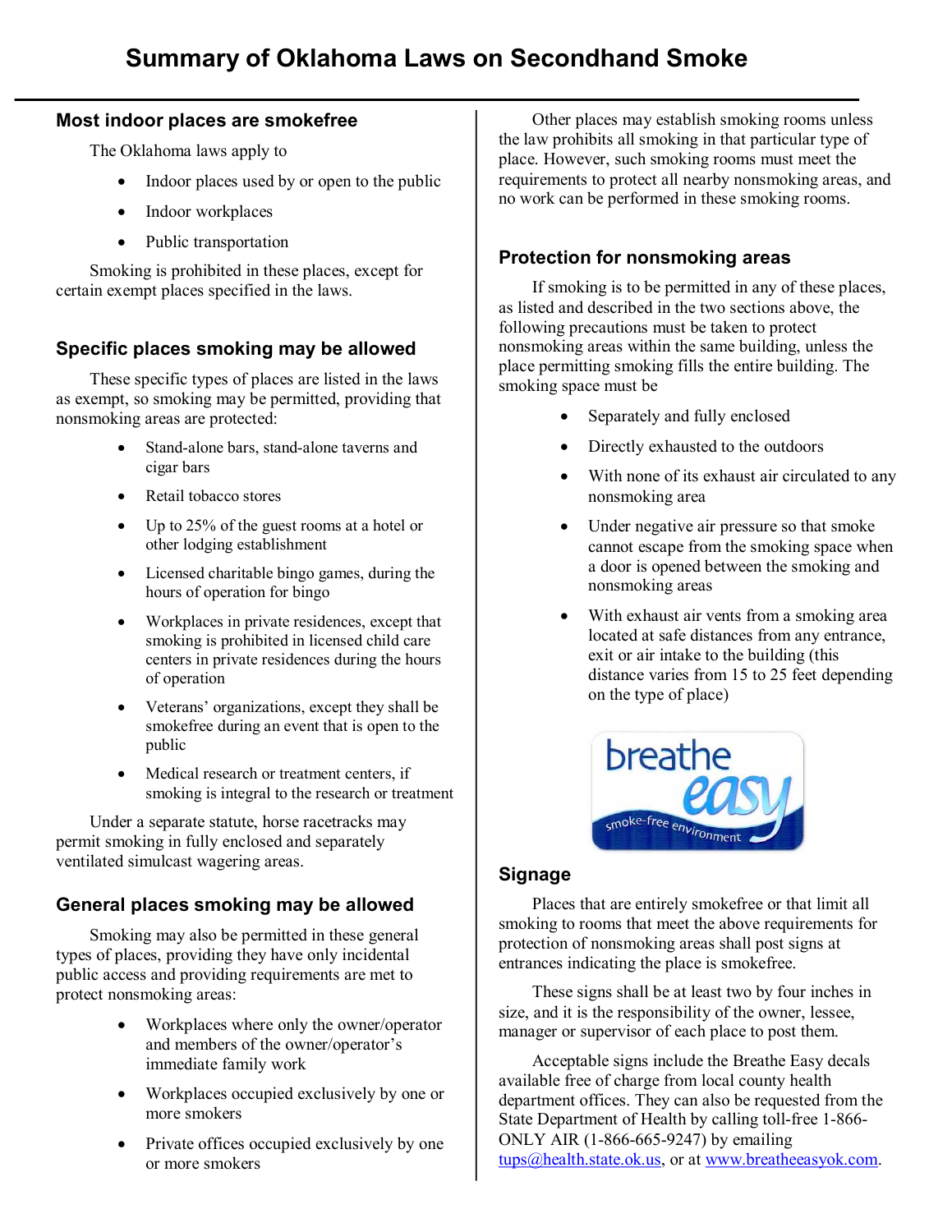# Summary of Oklahoma Laws on Secondhand Smoke

## Most indoor places are smokefree

The Oklahoma laws apply to

- Indoor places used by or open to the public
- Indoor workplaces
- Public transportation

Smoking is prohibited in these places, except for certain exempt places specified in the laws.

## Specific places smoking may be allowed

These specific types of places are listed in the laws as exempt, so smoking may be permitted, providing that nonsmoking areas are protected:

- Stand-alone bars, stand-alone taverns and cigar bars
- Retail tobacco stores
- Up to 25% of the guest rooms at a hotel or other lodging establishment
- Licensed charitable bingo games, during the hours of operation for bingo
- Workplaces in private residences, except that smoking is prohibited in licensed child care centers in private residences during the hours of operation
- Veterans' organizations, except they shall be smokefree during an event that is open to the public
- Medical research or treatment centers, if smoking is integral to the research or treatment

Under a separate statute, horse racetracks may permit smoking in fully enclosed and separately ventilated simulcast wagering areas.

## General places smoking may be allowed

Smoking may also be permitted in these general types of places, providing they have only incidental public access and providing requirements are met to protect nonsmoking areas:

- Workplaces where only the owner/operator and members of the owner/operator's immediate family work
- Workplaces occupied exclusively by one or more smokers
- Private offices occupied exclusively by one or more smokers

Other places may establish smoking rooms unless the law prohibits all smoking in that particular type of place. However, such smoking rooms must meet the requirements to protect all nearby nonsmoking areas, and no work can be performed in these smoking rooms.

## Protection for nonsmoking areas

If smoking is to be permitted in any of these places, as listed and described in the two sections above, the following precautions must be taken to protect nonsmoking areas within the same building, unless the place permitting smoking fills the entire building. The smoking space must be

- Separately and fully enclosed
- Directly exhausted to the outdoors
- With none of its exhaust air circulated to any nonsmoking area
- Under negative air pressure so that smoke cannot escape from the smoking space when a door is opened between the smoking and nonsmoking areas
- With exhaust air vents from a smoking area located at safe distances from any entrance, exit or air intake to the building (this distance varies from 15 to 25 feet depending on the type of place)

## Signage

Places that are entirely smokefree or that limit all smoking to rooms that meet the above requirements for protection of nonsmoking areas shall post signs at entrances indicating the place is smokefree.

These signs shall be at least two by four inches in size, and it is the responsibility of the owner, lessee, manager or supervisor of each place to post them.

Acceptable signs include the Breathe Easy decals available free of charge from local county health department offices. They can also be requested from the State Department of Health by calling toll-free 1-866-ONLY AIR (1-866-665-9247) by emailing tups@health.state.ok.us, or at www.breatheeasyok.com.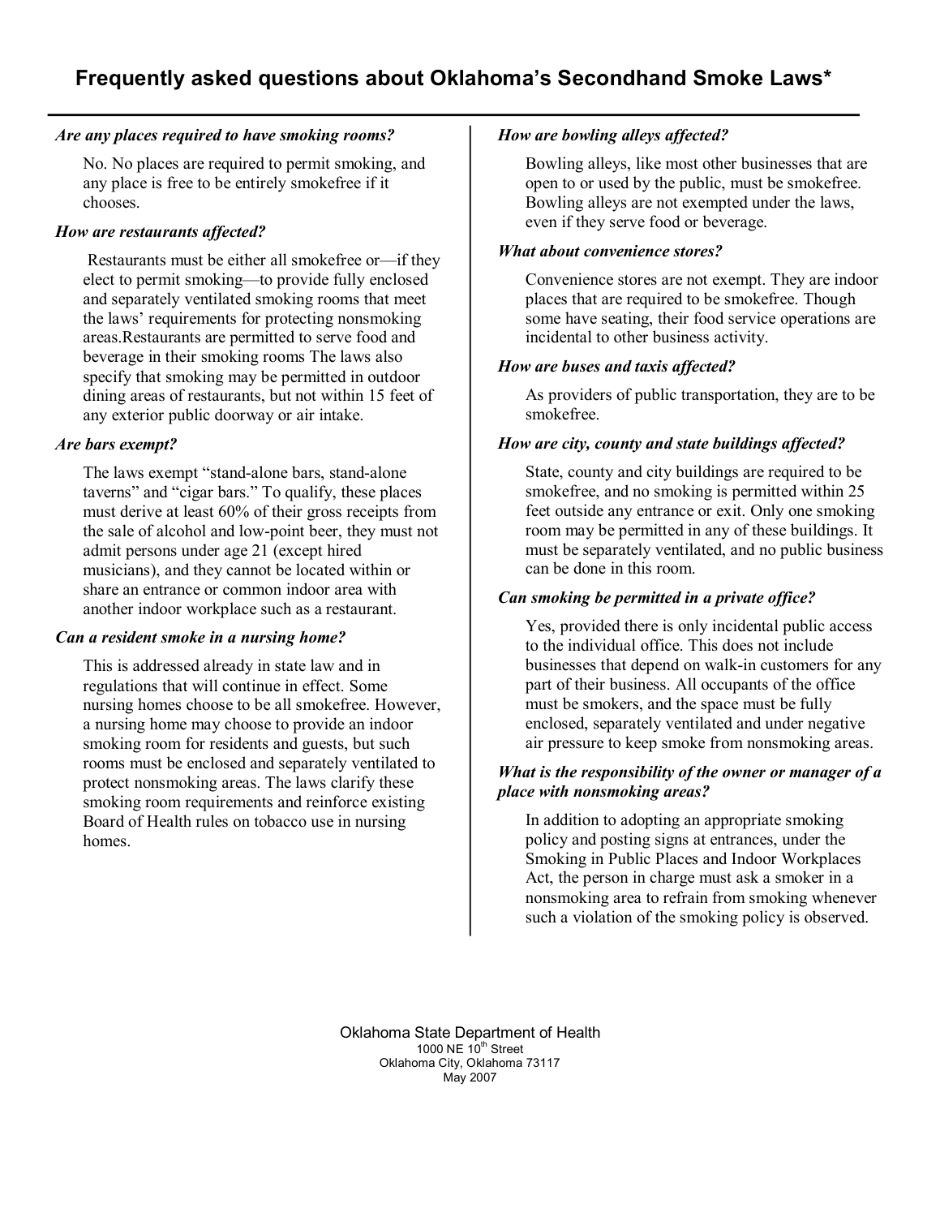## Frequently asked questions about Oklahoma's Secondhand Smoke Laws*

***Are any places required to have smoking rooms?***

No. No places are required to permit smoking, and any place is free to be entirely smokefree if it chooses.

***How are restaurants affected?***

Restaurants must be either all smokefree or—if they elect to permit smoking—to provide fully enclosed and separately ventilated smoking rooms that meet the laws' requirements for protecting nonsmoking areas.Restaurants are permitted to serve food and beverage in their smoking rooms The laws also specify that smoking may be permitted in outdoor dining areas of restaurants, but not within 15 feet of any exterior public doorway or air intake.

***Are bars exempt?***

The laws exempt "stand-alone bars, stand-alone taverns" and "cigar bars." To qualify, these places must derive at least 60% of their gross receipts from the sale of alcohol and low-point beer, they must not admit persons under age 21 (except hired musicians), and they cannot be located within or share an entrance or common indoor area with another indoor workplace such as a restaurant.

***Can a resident smoke in a nursing home?***

This is addressed already in state law and in regulations that will continue in effect. Some nursing homes choose to be all smokefree. However, a nursing home may choose to provide an indoor smoking room for residents and guests, but such rooms must be enclosed and separately ventilated to protect nonsmoking areas. The laws clarify these smoking room requirements and reinforce existing Board of Health rules on tobacco use in nursing homes.

***How are bowling alleys affected?***

Bowling alleys, like most other businesses that are open to or used by the public, must be smokefree. Bowling alleys are not exempted under the laws, even if they serve food or beverage.

***What about convenience stores?***

Convenience stores are not exempt. They are indoor places that are required to be smokefree. Though some have seating, their food service operations are incidental to other business activity.

***How are buses and taxis affected?***

As providers of public transportation, they are to be smokefree.

***How are city, county and state buildings affected?***

State, county and city buildings are required to be smokefree, and no smoking is permitted within 25 feet outside any entrance or exit. Only one smoking room may be permitted in any of these buildings. It must be separately ventilated, and no public business can be done in this room.

***Can smoking be permitted in a private office?***

Yes, provided there is only incidental public access to the individual office. This does not include businesses that depend on walk-in customers for any part of their business. All occupants of the office must be smokers, and the space must be fully enclosed, separately ventilated and under negative air pressure to keep smoke from nonsmoking areas.

***What is the responsibility of the owner or manager of a place with nonsmoking areas?***

In addition to adopting an appropriate smoking policy and posting signs at entrances, under the Smoking in Public Places and Indoor Workplaces Act, the person in charge must ask a smoker in a nonsmoking area to refrain from smoking whenever such a violation of the smoking policy is observed.

Oklahoma State Department of Health
1000 NE 10th Street
Oklahoma City, Oklahoma 73117
May 2007